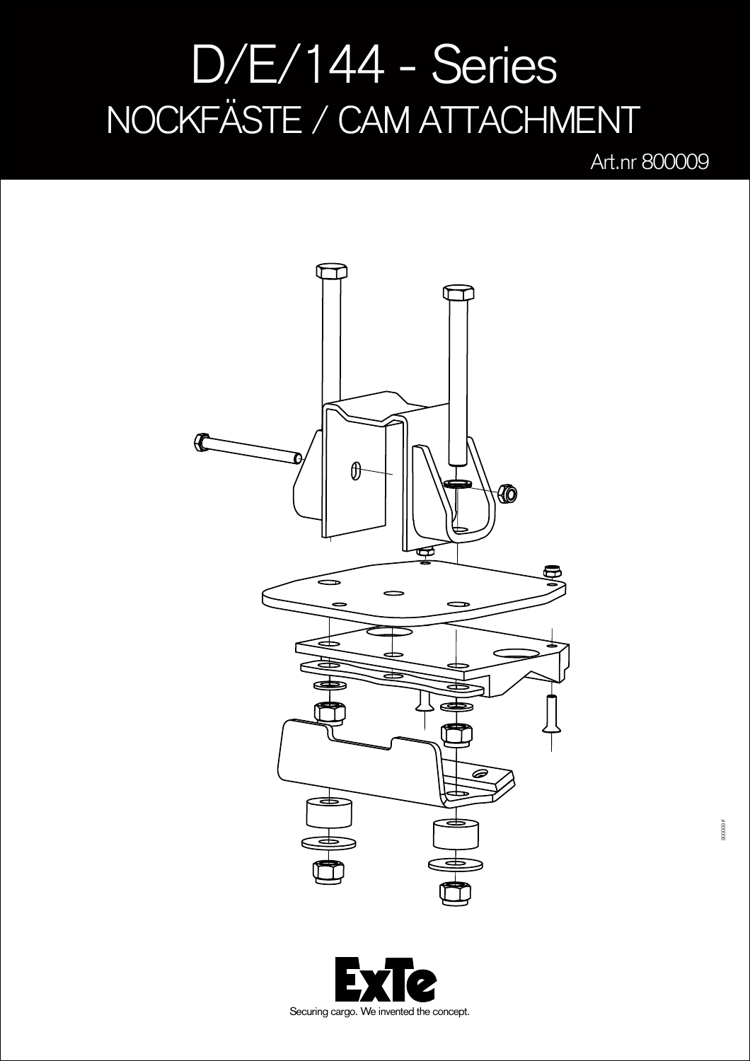# D/E/144 - Series
## NOCKFÄSTE / CAM ATTACHMENT

Art.nr 800009

Securing cargo. We invented the concept.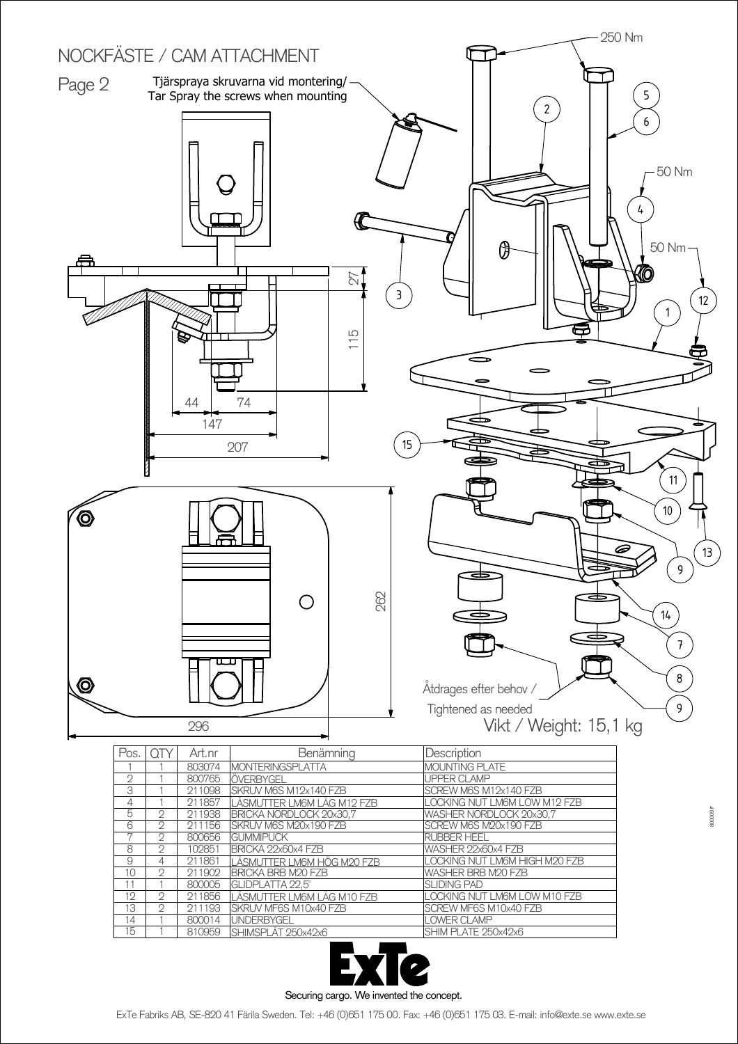# NOCKFÄSTE / CAM ATTACHMENT

Tjärspraya skruvarna vid montering/
Tar Spray the screws when mounting

250 Nm

50 Nm

50 Nm

27

115

44

74

147

207

262

296

Åtdrages efter behov /
Tightened as needed

Vikt / Weight: 15,1 kg

| Pos. | QTY | Art.nr | Benämning | Description |
|---|---|---|---|---|
| 1 | 1 | 803074 | MONTERINGSPLATTA | MOUNTING PLATE |
| 2 | 1 | 800765 | ÖVERBYGEL | UPPER CLAMP |
| 3 | 1 | 211098 | SKRUV M6S M12x140 FZB | SCREW M6S M12x140 FZB |
| 4 | 1 | 211857 | LÅSMUTTER LM6M LÅG M12 FZB | LOCKING NUT LM6M LOW M12 FZB |
| 5 | 2 | 211938 | BRICKA NORDLOCK 20x30,7 | WASHER NORDLOCK 20x30,7 |
| 6 | 2 | 211156 | SKRUV M6S M20x190 FZB | SCREW M6S M20x190 FZB |
| 7 | 2 | 800656 | GUMMIPUCK | RUBBER HEEL |
| 8 | 2 | 102851 | BRICKA 22x60x4 FZB | WASHER 22x60x4 FZB |
| 9 | 4 | 211861 | LÅSMUTTER LM6M HÖG M20 FZB | LOCKING NUT LM6M HIGH M20 FZB |
| 10 | 2 | 211902 | BRICKA BRB M20 FZB | WASHER BRB M20 FZB |
| 11 | 1 | 800005 | GLIDPLATTA 22,5° | SLIDING PAD |
| 12 | 2 | 211856 | LÅSMUTTER LM6M LÅG M10 FZB | LOCKING NUT LM6M LOW M10 FZB |
| 13 | 2 | 211193 | SKRUV MF6S M10x40 FZB | SCREW MF6S M10x40 FZB |
| 14 | 1 | 800014 | UNDERBYGEL | LOWER CLAMP |
| 15 | 1 | 810959 | SHIMSPLÅT 250x42x6 | SHIM PLATE 250x42x6 |

ExTe

Securing cargo. We invented the concept.

ExTe Fabriks AB, SE-820 41 Färila Sweden. Tel: +46 (0)651 175 00. Fax: +46 (0)651 175 03. E-mail: info@exte.se www.exte.se